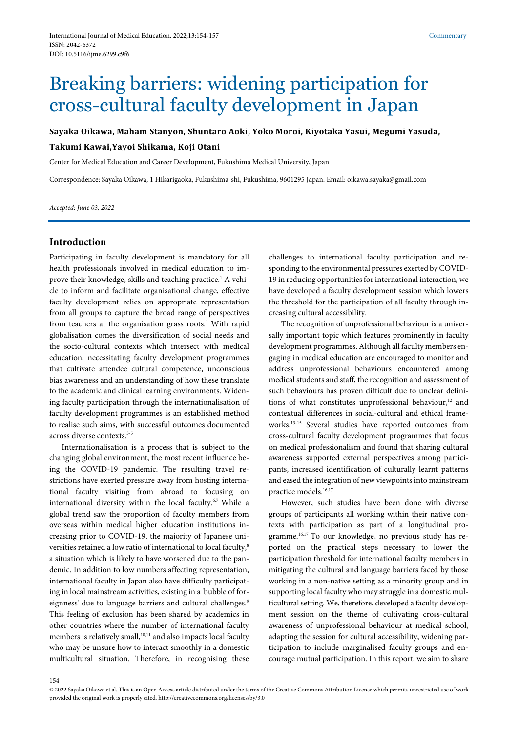Commentary

# Breaking barriers: widening participation for cross-cultural faculty development in Japan

**Sayaka Oikawa, Maham Stanyon, Shuntaro Aoki, Yoko Moroi, Kiyotaka Yasui, Megumi Yasuda, Takumi Kawai, Yayoi Shikama, Koji Otani**

Center for Medical Education and Career Development, Fukushima Medical University, Japan

Correspondence: Sayaka Oikawa, 1 Hikarigaoka, Fukushima-shi, Fukushima, 9601295 Japan. Email: oikawa.sayaka@gmail.com

*Accepted: June 03, 2022*

## Introduction

Participating in faculty development is mandatory for all health professionals involved in medical education to improve their knowledge, skills and teaching practice.[1] A vehicle to inform and facilitate organisational change, effective faculty development relies on appropriate representation from all groups to capture the broad range of perspectives from teachers at the organisation grass roots.[2] With rapid globalisation comes the diversification of social needs and the socio-cultural contexts which intersect with medical education, necessitating faculty development programmes that cultivate attendee cultural competence, unconscious bias awareness and an understanding of how these translate to the academic and clinical learning environments. Widening faculty participation through the internationalisation of faculty development programmes is an established method to realise such aims, with successful outcomes documented across diverse contexts.[3-5]

Internationalisation is a process that is subject to the changing global environment, the most recent influence being the COVID-19 pandemic. The resulting travel restrictions have exerted pressure away from hosting international faculty visiting from abroad to focusing on international diversity within the local faculty.[6,7] While a global trend saw the proportion of faculty members from overseas within medical higher education institutions increasing prior to COVID-19, the majority of Japanese universities retained a low ratio of international to local faculty,[8] a situation which is likely to have worsened due to the pandemic. In addition to low numbers affecting representation, international faculty in Japan also have difficulty participating in local mainstream activities, existing in a 'bubble of foreignness' due to language barriers and cultural challenges.[9] This feeling of exclusion has been shared by academics in other countries where the number of international faculty members is relatively small,[10,11] and also impacts local faculty who may be unsure how to interact smoothly in a domestic multicultural situation. Therefore, in recognising these challenges to international faculty participation and responding to the environmental pressures exerted by COVID-19 in reducing opportunities for international interaction, we have developed a faculty development session which lowers the threshold for the participation of all faculty through increasing cultural accessibility.

The recognition of unprofessional behaviour is a universally important topic which features prominently in faculty development programmes. Although all faculty members engaging in medical education are encouraged to monitor and address unprofessional behaviours encountered among medical students and staff, the recognition and assessment of such behaviours has proven difficult due to unclear definitions of what constitutes unprofessional behaviour,[12] and contextual differences in social-cultural and ethical frameworks.[13-15] Several studies have reported outcomes from cross-cultural faculty development programmes that focus on medical professionalism and found that sharing cultural awareness supported external perspectives among participants, increased identification of culturally learnt patterns and eased the integration of new viewpoints into mainstream practice models.[16,17]

However, such studies have been done with diverse groups of participants all working within their native contexts with participation as part of a longitudinal programme.[16,17] To our knowledge, no previous study has reported on the practical steps necessary to lower the participation threshold for international faculty members in mitigating the cultural and language barriers faced by those working in a non-native setting as a minority group and in supporting local faculty who may struggle in a domestic multicultural setting. We, therefore, developed a faculty development session on the theme of cultivating cross-cultural awareness of unprofessional behaviour at medical school, adapting the session for cultural accessibility, widening participation to include marginalised faculty groups and encourage mutual participation. In this report, we aim to share

© 2022 Sayaka Oikawa et al. This is an Open Access article distributed under the terms of the Creative Commons Attribution License which permits unrestricted use of work provided the original work is properly cited. http://creativecommons.org/licenses/by/3.0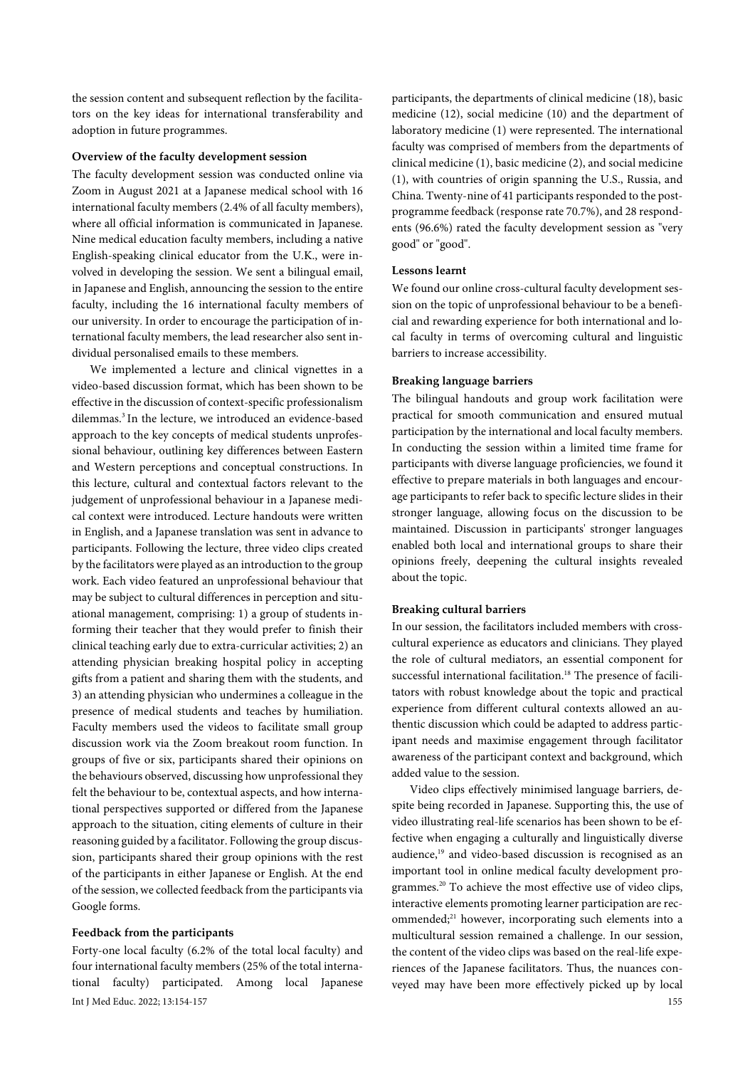the session content and subsequent reflection by the facilitators on the key ideas for international transferability and adoption in future programmes.

**Overview of the faculty development session**

The faculty development session was conducted online via Zoom in August 2021 at a Japanese medical school with 16 international faculty members (2.4% of all faculty members), where all official information is communicated in Japanese. Nine medical education faculty members, including a native English-speaking clinical educator from the U.K., were involved in developing the session. We sent a bilingual email, in Japanese and English, announcing the session to the entire faculty, including the 16 international faculty members of our university. In order to encourage the participation of international faculty members, the lead researcher also sent individual personalised emails to these members.

We implemented a lecture and clinical vignettes in a video-based discussion format, which has been shown to be effective in the discussion of context-specific professionalism dilemmas.[3] In the lecture, we introduced an evidence-based approach to the key concepts of medical students unprofessional behaviour, outlining key differences between Eastern and Western perceptions and conceptual constructions. In this lecture, cultural and contextual factors relevant to the judgement of unprofessional behaviour in a Japanese medical context were introduced. Lecture handouts were written in English, and a Japanese translation was sent in advance to participants. Following the lecture, three video clips created by the facilitators were played as an introduction to the group work. Each video featured an unprofessional behaviour that may be subject to cultural differences in perception and situational management, comprising: 1) a group of students informing their teacher that they would prefer to finish their clinical teaching early due to extra-curricular activities; 2) an attending physician breaking hospital policy in accepting gifts from a patient and sharing them with the students, and 3) an attending physician who undermines a colleague in the presence of medical students and teaches by humiliation. Faculty members used the videos to facilitate small group discussion work via the Zoom breakout room function. In groups of five or six, participants shared their opinions on the behaviours observed, discussing how unprofessional they felt the behaviour to be, contextual aspects, and how international perspectives supported or differed from the Japanese approach to the situation, citing elements of culture in their reasoning guided by a facilitator. Following the group discussion, participants shared their group opinions with the rest of the participants in either Japanese or English. At the end of the session, we collected feedback from the participants via Google forms.

**Feedback from the participants**

Forty-one local faculty (6.2% of the total local faculty) and four international faculty members (25% of the total international faculty) participated. Among local Japanese participants, the departments of clinical medicine (18), basic medicine (12), social medicine (10) and the department of laboratory medicine (1) were represented. The international faculty was comprised of members from the departments of clinical medicine (1), basic medicine (2), and social medicine (1), with countries of origin spanning the U.S., Russia, and China. Twenty-nine of 41 participants responded to the post-programme feedback (response rate 70.7%), and 28 respondents (96.6%) rated the faculty development session as "very good" or "good".

**Lessons learnt**

We found our online cross-cultural faculty development session on the topic of unprofessional behaviour to be a beneficial and rewarding experience for both international and local faculty in terms of overcoming cultural and linguistic barriers to increase accessibility.

**Breaking language barriers**

The bilingual handouts and group work facilitation were practical for smooth communication and ensured mutual participation by the international and local faculty members. In conducting the session within a limited time frame for participants with diverse language proficiencies, we found it effective to prepare materials in both languages and encourage participants to refer back to specific lecture slides in their stronger language, allowing focus on the discussion to be maintained. Discussion in participants' stronger languages enabled both local and international groups to share their opinions freely, deepening the cultural insights revealed about the topic.

**Breaking cultural barriers**

In our session, the facilitators included members with cross-cultural experience as educators and clinicians. They played the role of cultural mediators, an essential component for successful international facilitation.[18] The presence of facilitators with robust knowledge about the topic and practical experience from different cultural contexts allowed an authentic discussion which could be adapted to address participant needs and maximise engagement through facilitator awareness of the participant context and background, which added value to the session.

Video clips effectively minimised language barriers, despite being recorded in Japanese. Supporting this, the use of video illustrating real-life scenarios has been shown to be effective when engaging a culturally and linguistically diverse audience,[19] and video-based discussion is recognised as an important tool in online medical faculty development programmes.[20] To achieve the most effective use of video clips, interactive elements promoting learner participation are recommended;[21] however, incorporating such elements into a multicultural session remained a challenge. In our session, the content of the video clips was based on the real-life experiences of the Japanese facilitators. Thus, the nuances conveyed may have been more effectively picked up by local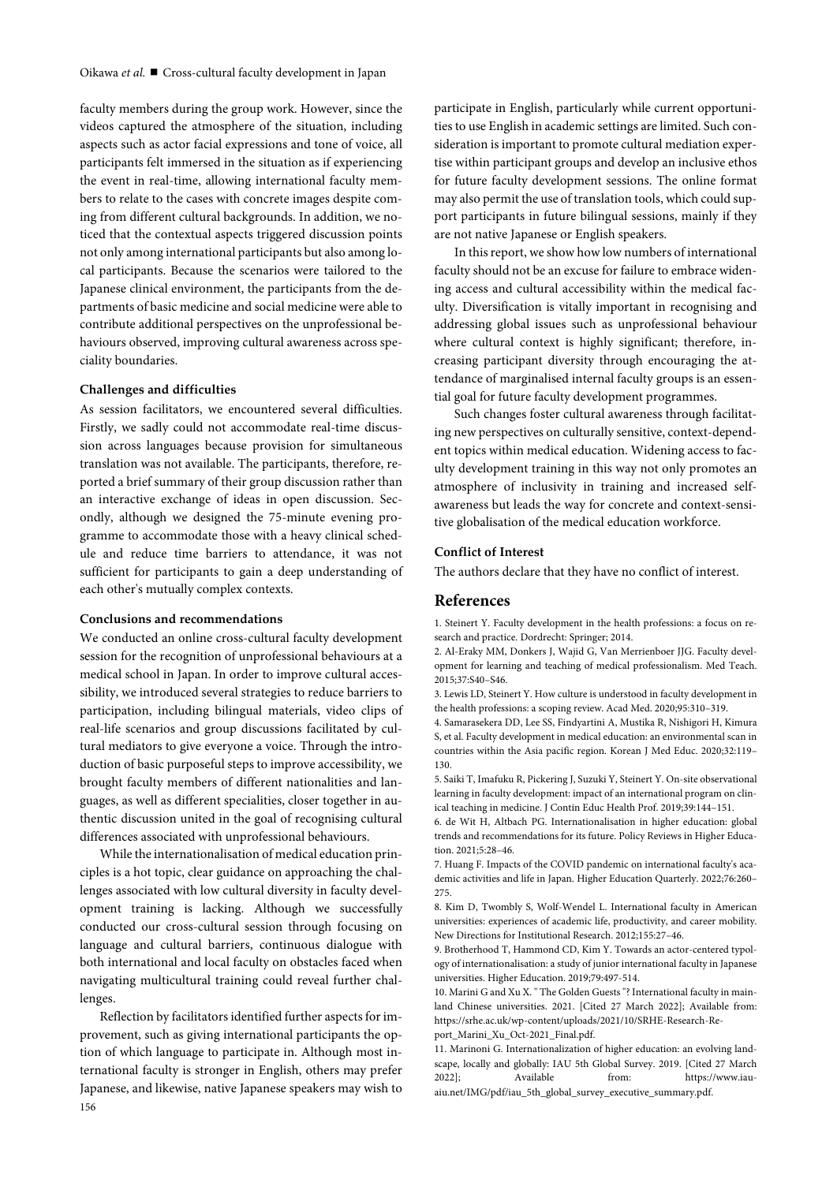faculty members during the group work. However, since the videos captured the atmosphere of the situation, including aspects such as actor facial expressions and tone of voice, all participants felt immersed in the situation as if experiencing the event in real-time, allowing international faculty members to relate to the cases with concrete images despite coming from different cultural backgrounds. In addition, we noticed that the contextual aspects triggered discussion points not only among international participants but also among local participants. Because the scenarios were tailored to the Japanese clinical environment, the participants from the departments of basic medicine and social medicine were able to contribute additional perspectives on the unprofessional behaviours observed, improving cultural awareness across speciality boundaries.

**Challenges and difficulties**

As session facilitators, we encountered several difficulties. Firstly, we sadly could not accommodate real-time discussion across languages because provision for simultaneous translation was not available. The participants, therefore, reported a brief summary of their group discussion rather than an interactive exchange of ideas in open discussion. Secondly, although we designed the 75-minute evening programme to accommodate those with a heavy clinical schedule and reduce time barriers to attendance, it was not sufficient for participants to gain a deep understanding of each other's mutually complex contexts.

**Conclusions and recommendations**

We conducted an online cross-cultural faculty development session for the recognition of unprofessional behaviours at a medical school in Japan. In order to improve cultural accessibility, we introduced several strategies to reduce barriers to participation, including bilingual materials, video clips of real-life scenarios and group discussions facilitated by cultural mediators to give everyone a voice. Through the introduction of basic purposeful steps to improve accessibility, we brought faculty members of different nationalities and languages, as well as different specialities, closer together in authentic discussion united in the goal of recognising cultural differences associated with unprofessional behaviours.

While the internationalisation of medical education principles is a hot topic, clear guidance on approaching the challenges associated with low cultural diversity in faculty development training is lacking. Although we successfully conducted our cross-cultural session through focusing on language and cultural barriers, continuous dialogue with both international and local faculty on obstacles faced when navigating multicultural training could reveal further challenges.

Reflection by facilitators identified further aspects for improvement, such as giving international participants the option of which language to participate in. Although most international faculty is stronger in English, others may prefer Japanese, and likewise, native Japanese speakers may wish to participate in English, particularly while current opportunities to use English in academic settings are limited. Such consideration is important to promote cultural mediation expertise within participant groups and develop an inclusive ethos for future faculty development sessions. The online format may also permit the use of translation tools, which could support participants in future bilingual sessions, mainly if they are not native Japanese or English speakers.

In this report, we show how low numbers of international faculty should not be an excuse for failure to embrace widening access and cultural accessibility within the medical faculty. Diversification is vitally important in recognising and addressing global issues such as unprofessional behaviour where cultural context is highly significant; therefore, increasing participant diversity through encouraging the attendance of marginalised internal faculty groups is an essential goal for future faculty development programmes.

Such changes foster cultural awareness through facilitating new perspectives on culturally sensitive, context-dependent topics within medical education. Widening access to faculty development training in this way not only promotes an atmosphere of inclusivity in training and increased self-awareness but leads the way for concrete and context-sensitive globalisation of the medical education workforce.

**Conflict of Interest**

The authors declare that they have no conflict of interest.

## References

1. Steinert Y. Faculty development in the health professions: a focus on research and practice. Dordrecht: Springer; 2014.
2. Al-Eraky MM, Donkers J, Wajid G, Van Merrienboer JJG. Faculty development for learning and teaching of medical professionalism. Med Teach. 2015;37:S40–S46.
3. Lewis LD, Steinert Y. How culture is understood in faculty development in the health professions: a scoping review. Acad Med. 2020;95:310–319.
4. Samarasekera DD, Lee SS, Findyartini A, Mustika R, Nishigori H, Kimura S, et al. Faculty development in medical education: an environmental scan in countries within the Asia pacific region. Korean J Med Educ. 2020;32:119–130.
5. Saiki T, Imafuku R, Pickering J, Suzuki Y, Steinert Y. On-site observational learning in faculty development: impact of an international program on clinical teaching in medicine. J Contin Educ Health Prof. 2019;39:144–151.
6. de Wit H, Altbach PG. Internationalisation in higher education: global trends and recommendations for its future. Policy Reviews in Higher Education. 2021;5:28–46.
7. Huang F. Impacts of the COVID pandemic on international faculty's academic activities and life in Japan. Higher Education Quarterly. 2022;76:260–275.
8. Kim D, Twombly S, Wolf-Wendel L. International faculty in American universities: experiences of academic life, productivity, and career mobility. New Directions for Institutional Research. 2012;155:27–46.
9. Brotherhood T, Hammond CD, Kim Y. Towards an actor-centered typology of internationalisation: a study of junior international faculty in Japanese universities. Higher Education. 2019;79:497-514.
10. Marini G and Xu X. " The Golden Guests "? International faculty in mainland Chinese universities. 2021. [Cited 27 March 2022]; Available from: https://srhe.ac.uk/wp-content/uploads/2021/10/SRHE-Research-Report_Marini_Xu_Oct-2021_Final.pdf.
11. Marinoni G. Internationalization of higher education: an evolving landscape, locally and globally: IAU 5th Global Survey. 2019. [Cited 27 March 2022]; Available from: https://www.iau-aiu.net/IMG/pdf/iau_5th_global_survey_executive_summary.pdf.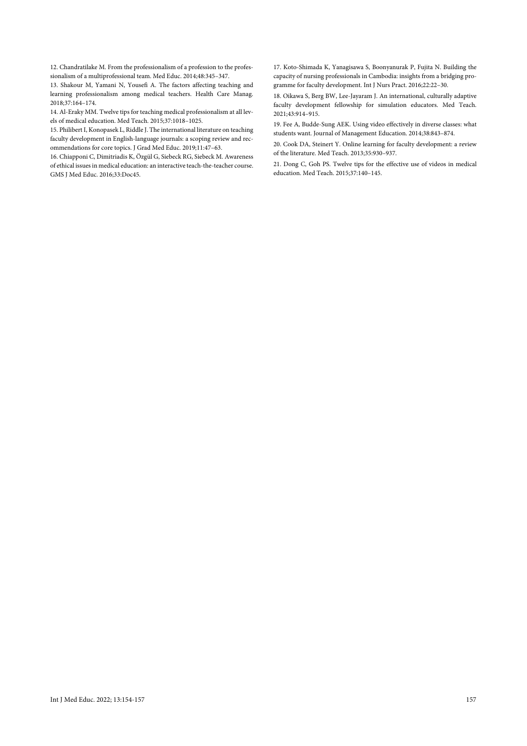12. Chandratilake M. From the professionalism of a profession to the professionalism of a multiprofessional team. Med Educ. 2014;48:345–347.

13. Shakour M, Yamani N, Yousefi A. The factors affecting teaching and learning professionalism among medical teachers. Health Care Manag. 2018;37:164–174.

14. Al-Eraky MM. Twelve tips for teaching medical professionalism at all levels of medical education. Med Teach. 2015;37:1018–1025.

15. Philibert I, Konopasek L, Riddle J. The international literature on teaching faculty development in English-language journals: a scoping review and recommendations for core topics. J Grad Med Educ. 2019;11:47–63.

16. Chiapponi C, Dimitriadis K, Özgül G, Siebeck RG, Siebeck M. Awareness of ethical issues in medical education: an interactive teach-the-teacher course. GMS J Med Educ. 2016;33:Doc45.

17. Koto-Shimada K, Yanagisawa S, Boonyanurak P, Fujita N. Building the capacity of nursing professionals in Cambodia: insights from a bridging programme for faculty development. Int J Nurs Pract. 2016;22:22–30.

18. Oikawa S, Berg BW, Lee-Jayaram J. An international, culturally adaptive faculty development fellowship for simulation educators. Med Teach. 2021;43:914–915.

19. Fee A, Budde-Sung AEK. Using video effectively in diverse classes: what students want. Journal of Management Education. 2014;38:843–874.

20. Cook DA, Steinert Y. Online learning for faculty development: a review of the literature. Med Teach. 2013;35:930–937.

21. Dong C, Goh PS. Twelve tips for the effective use of videos in medical education. Med Teach. 2015;37:140–145.